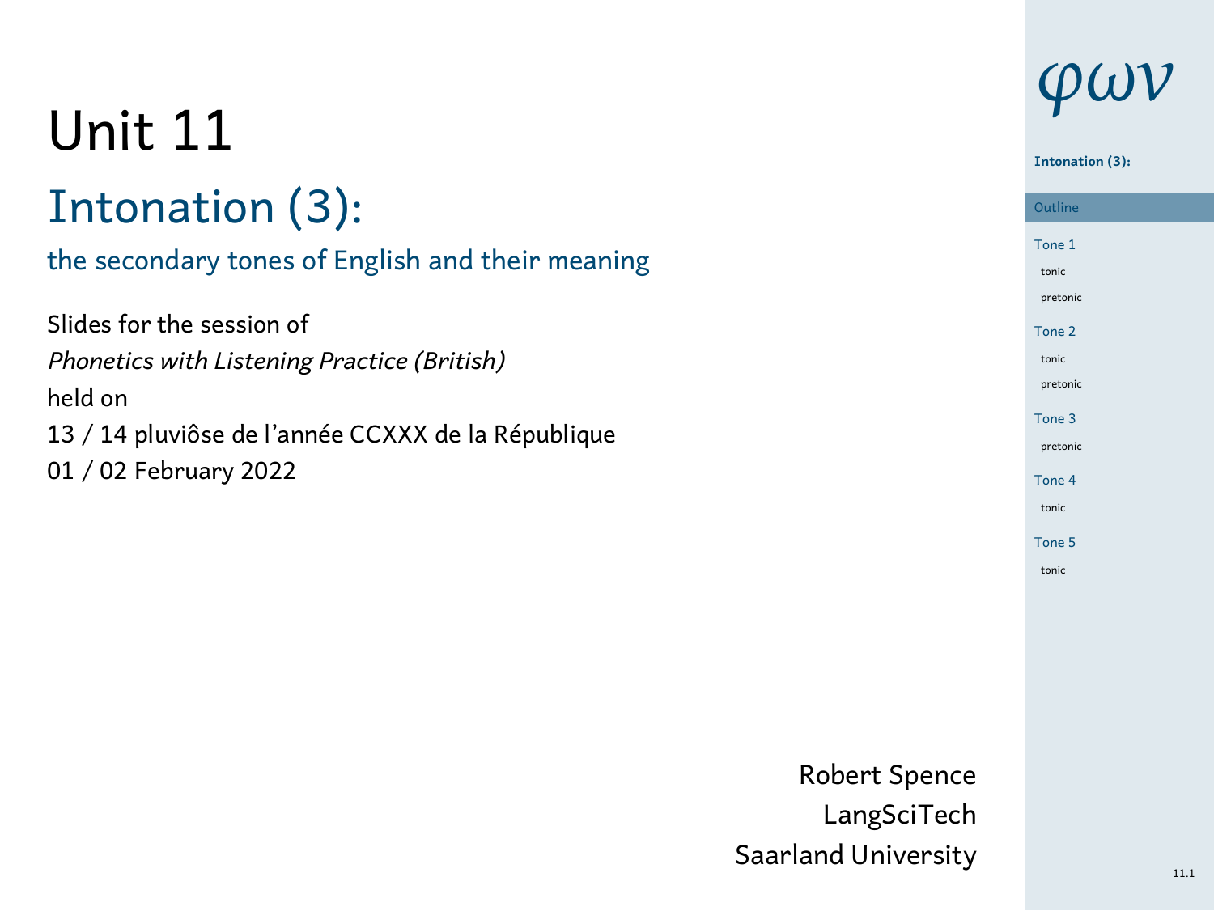# Unit 11

## Intonation (3):

### the secondary tones of English and their meaning

Slides for the session of
*Phonetics with Listening Practice (British)*
held on
13 / 14 pluviôse de l'année CCXXX de la République
01 / 02 February 2022

Robert Spence
LangSciTech
Saarland University

$\varphi\omega\nu$

**Intonation (3):**

- Outline
- Tone 1
  - tonic
  - pretonic
- Tone 2
  - tonic
  - pretonic
- Tone 3
  - pretonic
- Tone 4
  - tonic
- Tone 5
  - tonic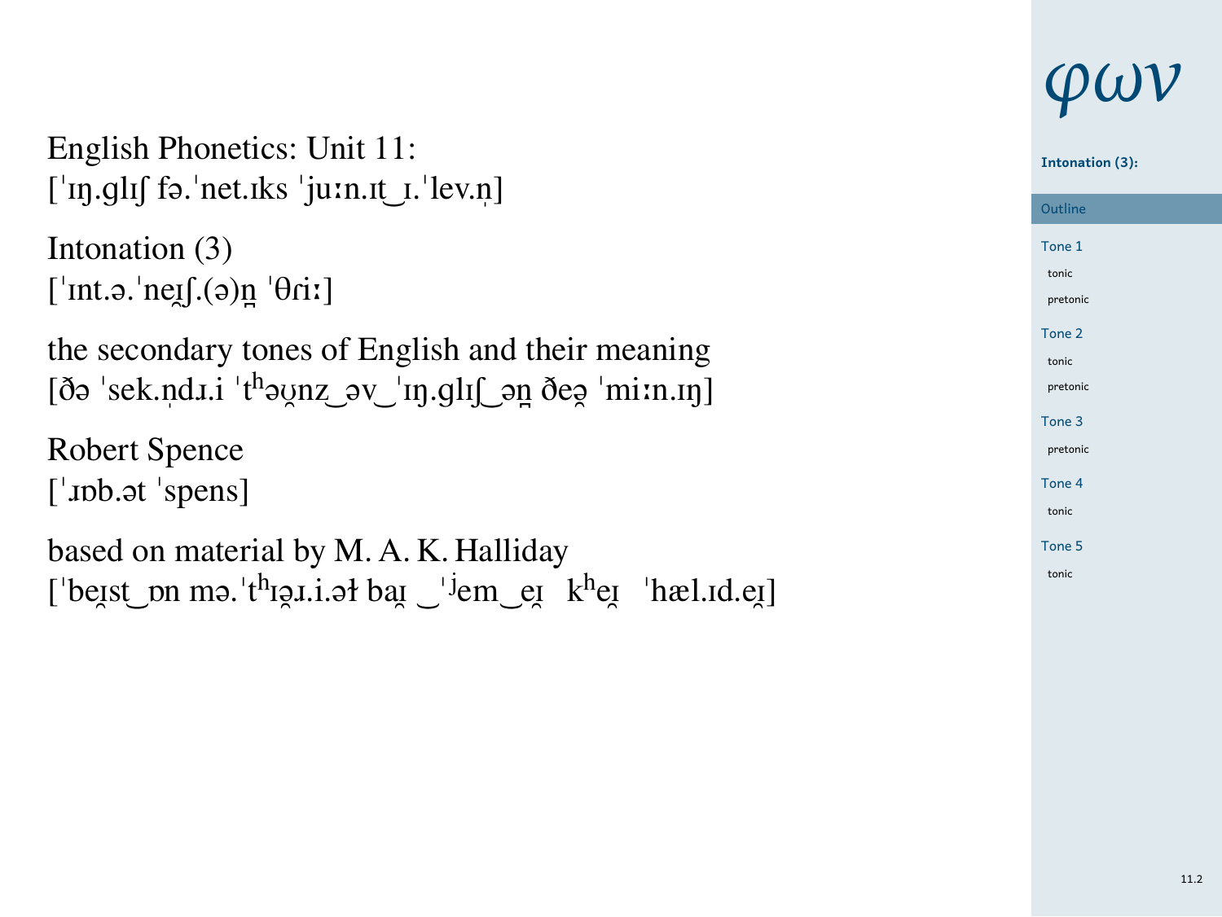English Phonetics: Unit 11:
[ˈɪŋ.ɡlɪʃ fə.ˈnet.ɪks ˈjuːn.ɪt‿ɪ.ˈlev.n̩]

Intonation (3)
[ˈɪnt.ə.ˈneɪ̯ʃ.(ə)n̪ ˈθɾiː]

the secondary tones of English and their meaning
[ðə ˈsek.n̩dɹ.i ˈtʰəʊ̯nz‿əv‿ˈɪŋ.ɡlɪʃ‿ən̪ ðeə̯ ˈmiːn.ɪŋ]

Robert Spence
[ˈɹɒb.ət ˈspens]

based on material by M. A. K. Halliday
[ˈbeɪ̯st‿ɒn mə.ˈtʰɪə̯ɹ.i.əɫ baɪ̯ ‿ˈʲem‿eɪ̯ kʰeɪ̯ ˈhæl.ɪd.eɪ̯]

φων

Intonation (3):

Outline

Tone 1
- tonic
- pretonic

Tone 2
- tonic
- pretonic

Tone 3
- pretonic

Tone 4
- tonic

Tone 5
- tonic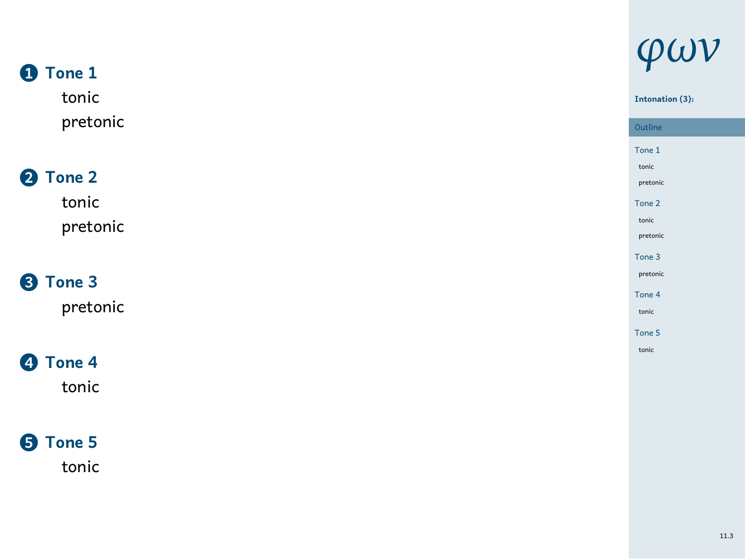1. **Tone 1**
   - tonic
   - pretonic
2. **Tone 2**
   - tonic
   - pretonic
3. **Tone 3**
   - pretonic
4. **Tone 4**
   - tonic
5. **Tone 5**
   - tonic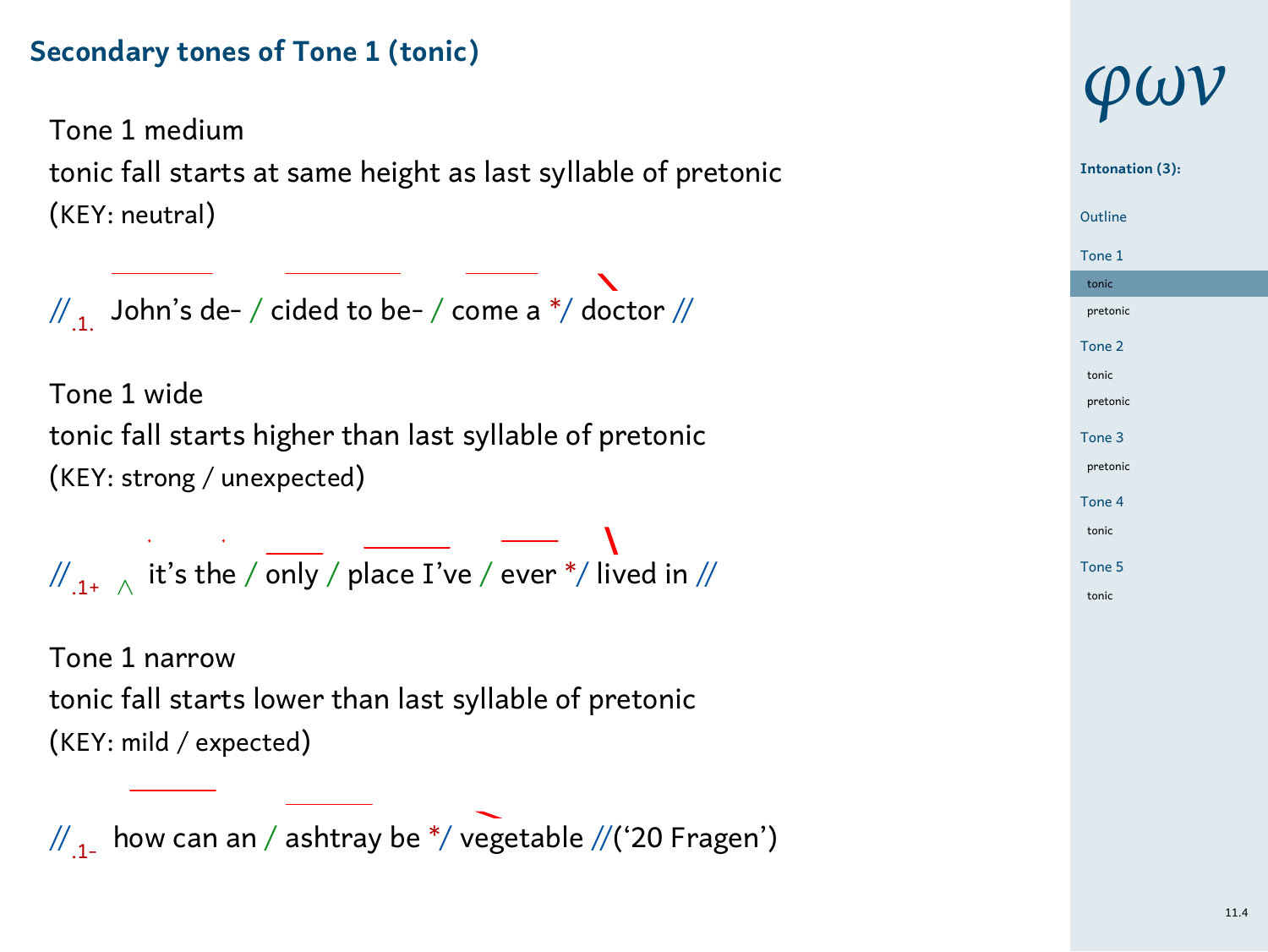## Secondary tones of Tone 1 (tonic)

Tone 1 medium
tonic fall starts at same height as last syllable of pretonic
(KEY: neutral)

// .1. John's de- / cided to be- / come a */ doctor //

Tone 1 wide
tonic fall starts higher than last syllable of pretonic
(KEY: strong / unexpected)

// .1+ ∧ it's the / only / place I've / ever */ lived in //

Tone 1 narrow
tonic fall starts lower than last syllable of pretonic
(KEY: mild / expected)

// .1- how can an / ashtray be */ vegetable //('20 Fragen')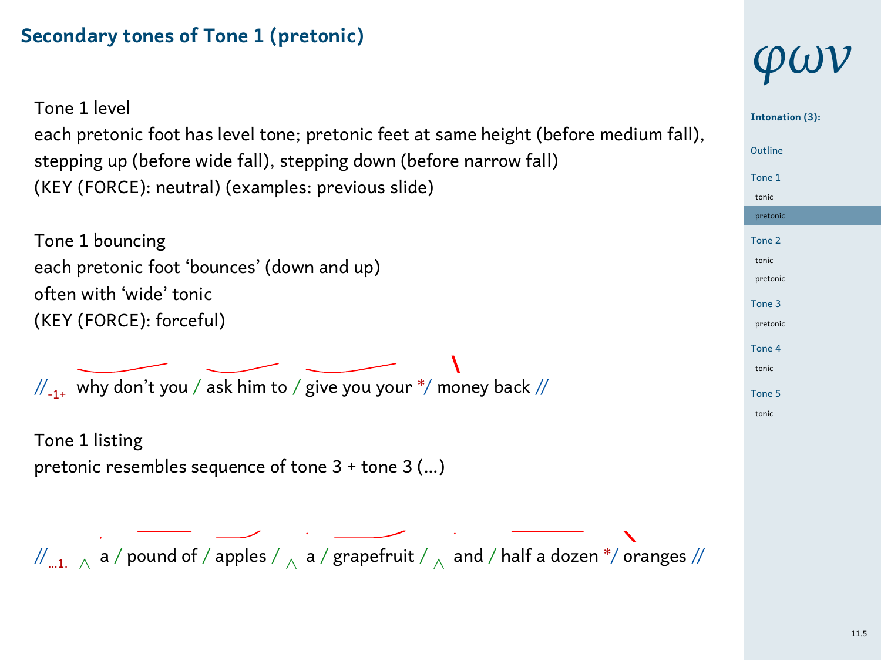## Secondary tones of Tone 1 (pretonic)

Tone 1 level
each pretonic foot has level tone; pretonic feet at same height (before medium fall), stepping up (before wide fall), stepping down (before narrow fall)
(KEY (FORCE): neutral) (examples: previous slide)

Tone 1 bouncing
each pretonic foot 'bounces' (down and up)
often with 'wide' tonic
(KEY (FORCE): forceful)

// $_{-1+}$ why don't you / ask him to / give you your */ money back //

Tone 1 listing
pretonic resembles sequence of tone 3 + tone 3 (...)

// $_{...1.}$ ‸ a / pound of / apples / ‸ a / grapefruit / ‸ and / half a dozen */ oranges //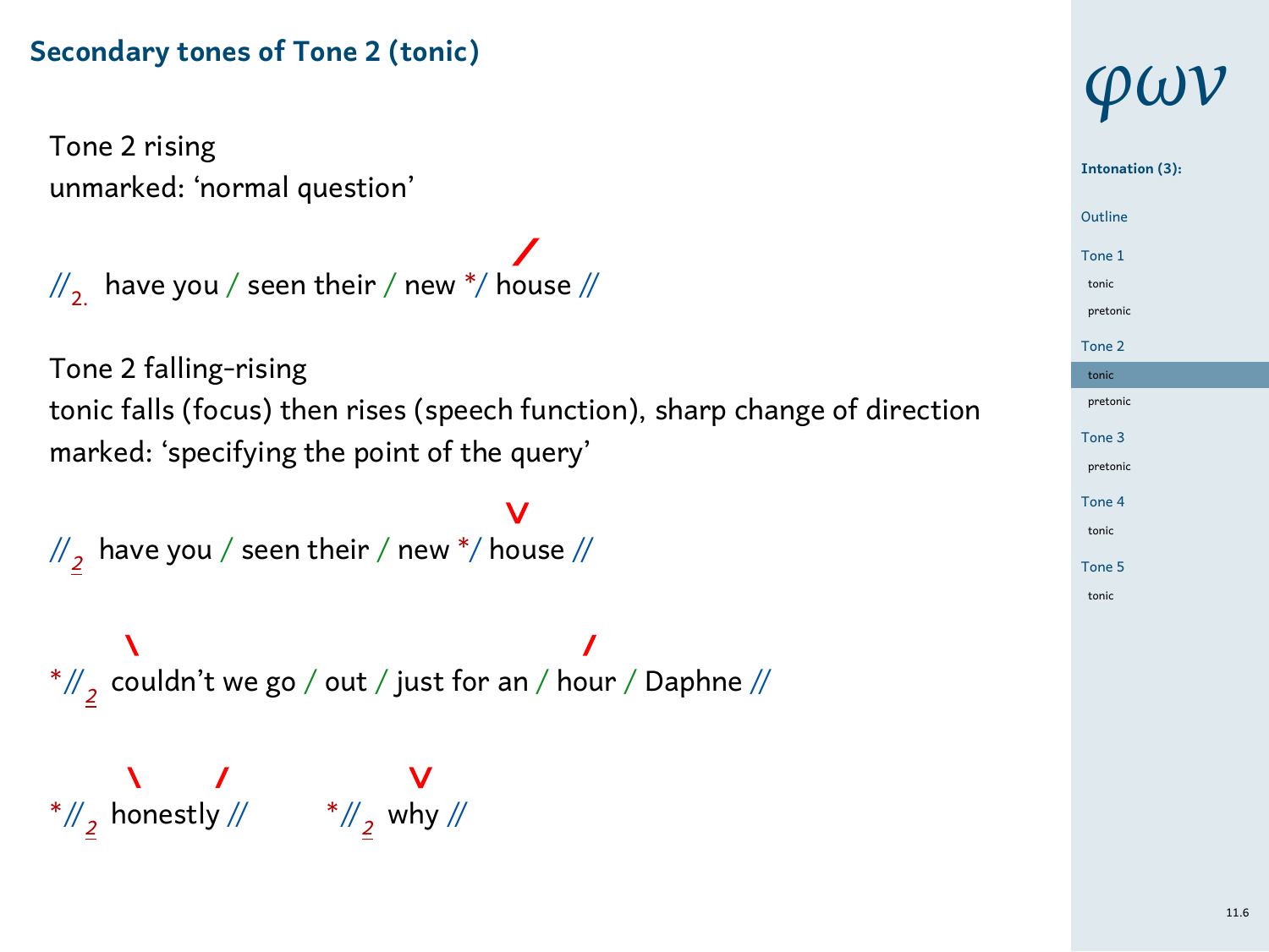## Secondary tones of Tone 2 (tonic)

Tone 2 rising
unmarked: 'normal question'

//2. have you / seen their / new */ house //   (rising mark / over "house")

Tone 2 falling-rising
tonic falls (focus) then rises (speech function), sharp change of direction
marked: 'specifying the point of the query'

//2 have you / seen their / new */ house //   (falling-rising mark V over "house")

*//2 couldn't we go / out / just for an / hour / Daphne //   (falling mark \ over "couldn't"; rising mark / over "hour")

*//2 honestly //   (falling mark \ over "hon-"; rising mark / over "-ly")

*//2 why //   (falling-rising mark V over "why")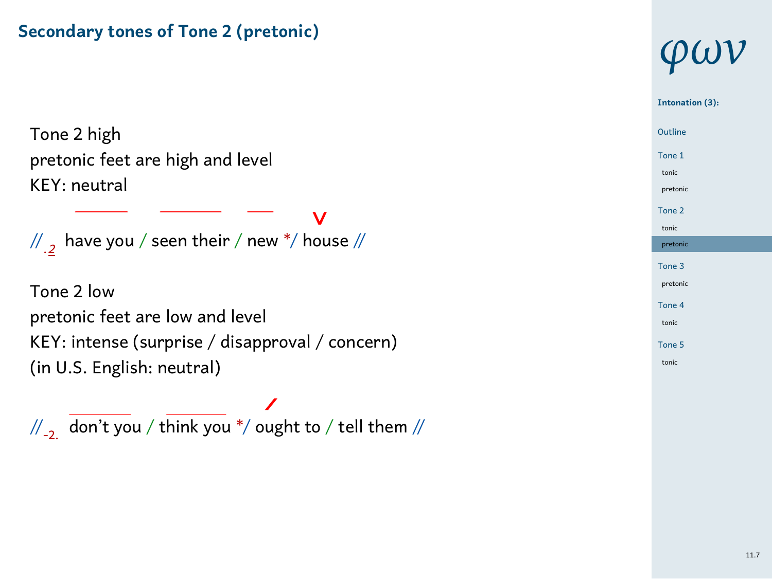## Secondary tones of Tone 2 (pretonic)

Tone 2 high
pretonic feet are high and level
KEY: neutral

// .2 have you / seen their / new */ house //

Tone 2 low
pretonic feet are low and level
KEY: intense (surprise / disapproval / concern)
(in U.S. English: neutral)

// -2. don't you / think you */ ought to / tell them //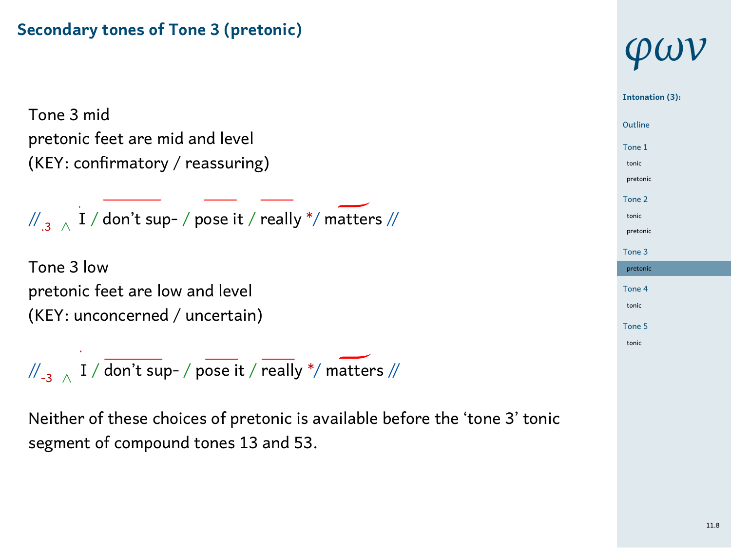## Secondary tones of Tone 3 (pretonic)

Tone 3 mid
pretonic feet are mid and level
(KEY: confirmatory / reassuring)

//$_{.3}$ ∧ I / don't sup- / pose it / really */ matters //

Tone 3 low
pretonic feet are low and level
(KEY: unconcerned / uncertain)

//$_{-3}$ ∧ I / don't sup- / pose it / really */ matters //

Neither of these choices of pretonic is available before the 'tone 3' tonic segment of compound tones 13 and 53.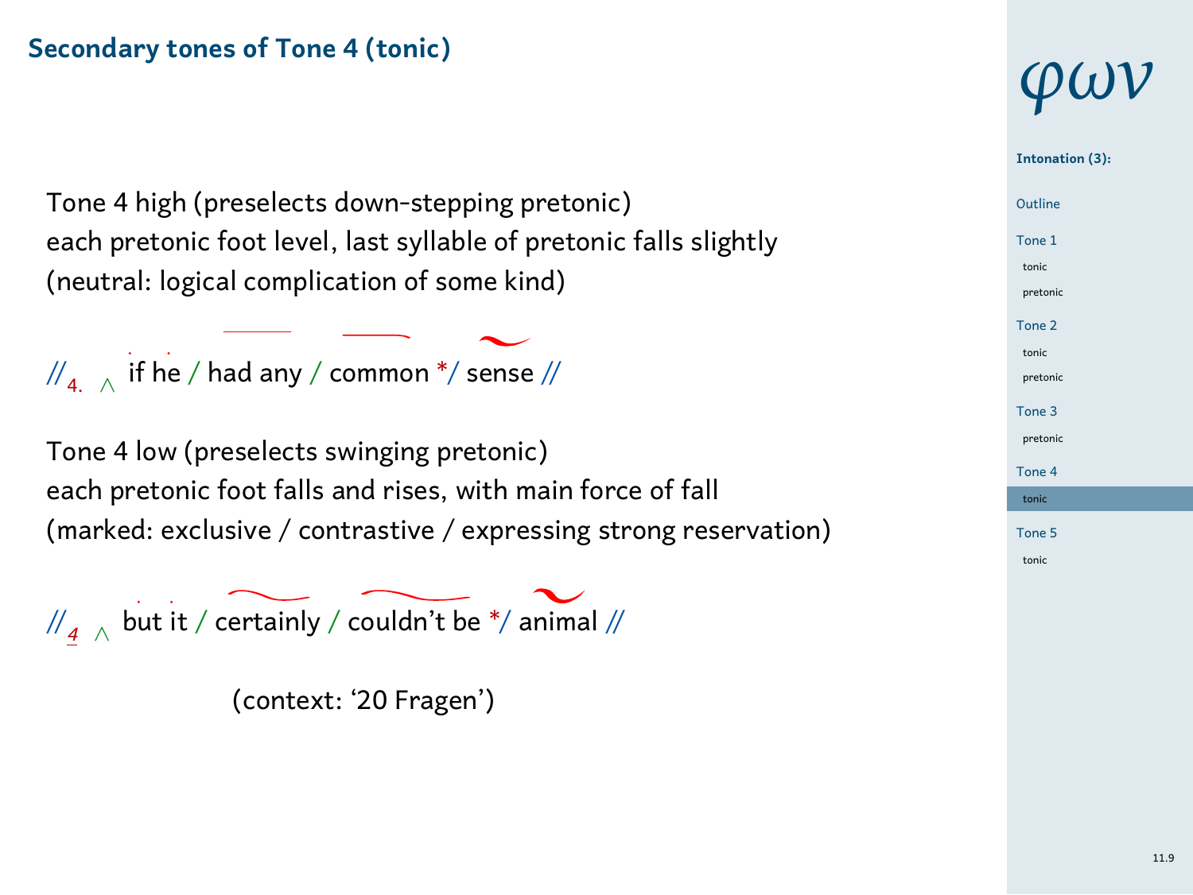## Secondary tones of Tone 4 (tonic)

Tone 4 high (preselects down-stepping pretonic)
each pretonic foot level, last syllable of pretonic falls slightly
(neutral: logical complication of some kind)

//$_{4.}$ ∧ if he / had any / common */ sense //

Tone 4 low (preselects swinging pretonic)
each pretonic foot falls and rises, with main force of fall
(marked: exclusive / contrastive / expressing strong reservation)

//$_{\underline{4}}$ ∧ but it / certainly / couldn't be */ animal //

(context: '20 Fragen')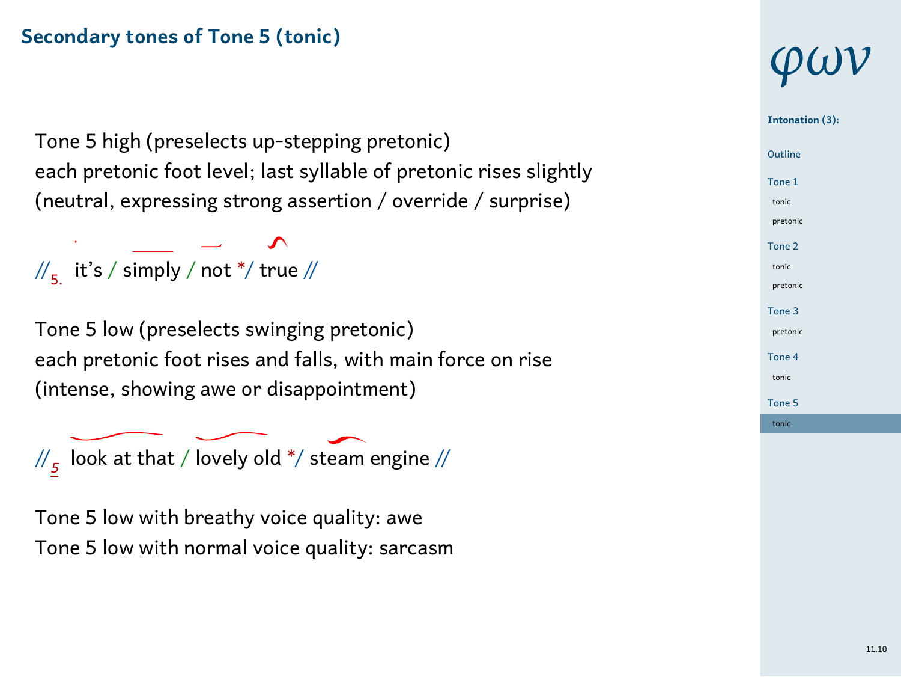## Secondary tones of Tone 5 (tonic)

Tone 5 high (preselects up-stepping pretonic)
each pretonic foot level; last syllable of pretonic rises slightly
(neutral, expressing strong assertion / override / surprise)

//5. it's / simply / not */ true //

Tone 5 low (preselects swinging pretonic)
each pretonic foot rises and falls, with main force on rise
(intense, showing awe or disappointment)

//5 look at that / lovely old */ steam engine //

Tone 5 low with breathy voice quality: awe
Tone 5 low with normal voice quality: sarcasm